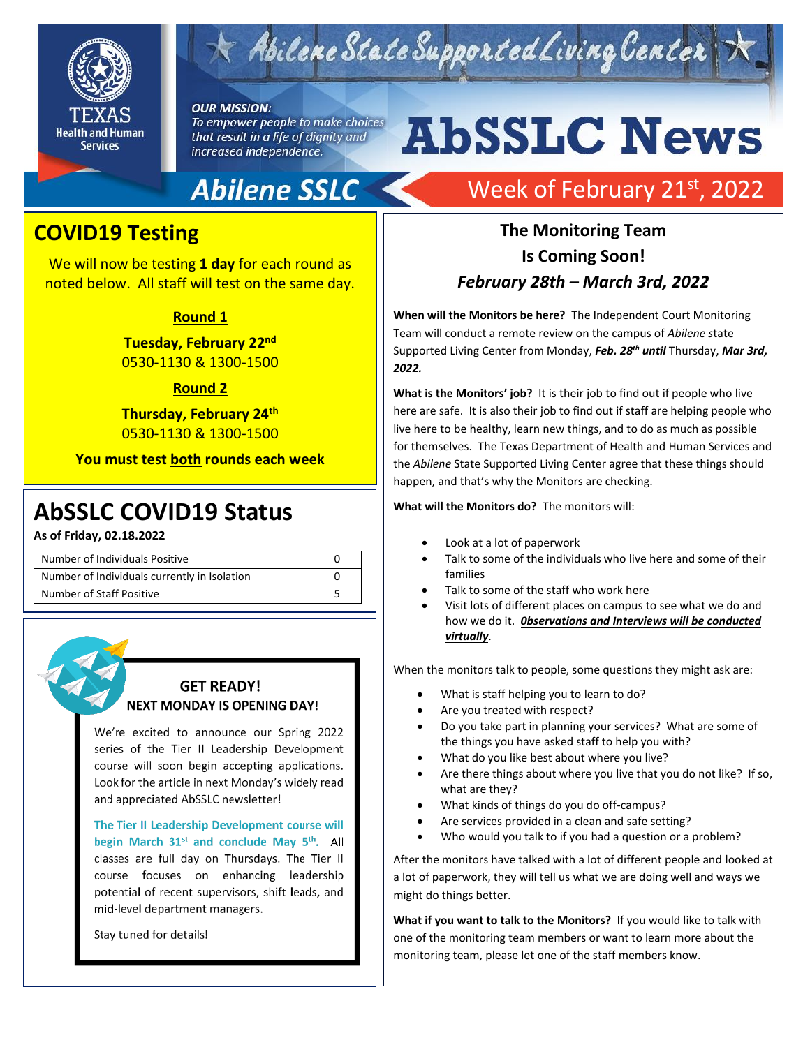# Abilene State Supported Living Center

**OUR MISSION:**
*To empower people to make choices that result in a life of dignity and increased independence.*

# AbSSLC News

## Abilene SSLC

Week of February 21st, 2022

## COVID19 Testing

We will now be testing **1 day** for each round as noted below. All staff will test on the same day.

**Round 1**

**Tuesday, February 22nd**
0530-1130 & 1300-1500

**Round 2**

**Thursday, February 24th**
0530-1130 & 1300-1500

**You must test both rounds each week**

## AbSSLC COVID19 Status

**As of Friday, 02.18.2022**

| Number of Individuals Positive | 0 |
|---|---|
| Number of Individuals currently in Isolation | 0 |
| Number of Staff Positive | 5 |

### GET READY!
**NEXT MONDAY IS OPENING DAY!**

We're excited to announce our Spring 2022 series of the Tier II Leadership Development course will soon begin accepting applications. Look for the article in next Monday's widely read and appreciated AbSSLC newsletter!

**The Tier II Leadership Development course will begin March 31st and conclude May 5th.** All classes are full day on Thursdays. The Tier II course focuses on enhancing leadership potential of recent supervisors, shift leads, and mid-level department managers.

Stay tuned for details!

## The Monitoring Team Is Coming Soon!
***February 28th – March 3rd, 2022***

**When will the Monitors be here?** The Independent Court Monitoring Team will conduct a remote review on the campus of *Abilene* state Supported Living Center from Monday, ***Feb. 28th until*** Thursday, ***Mar 3rd, 2022.***

**What is the Monitors' job?** It is their job to find out if people who live here are safe. It is also their job to find out if staff are helping people who live here to be healthy, learn new things, and to do as much as possible for themselves. The Texas Department of Health and Human Services and the *Abilene* State Supported Living Center agree that these things should happen, and that's why the Monitors are checking.

**What will the Monitors do?** The monitors will:

- Look at a lot of paperwork
- Talk to some of the individuals who live here and some of their families
- Talk to some of the staff who work here
- Visit lots of different places on campus to see what we do and how we do it. ***Observations and Interviews will be conducted virtually***.

When the monitors talk to people, some questions they might ask are:

- What is staff helping you to learn to do?
- Are you treated with respect?
- Do you take part in planning your services? What are some of the things you have asked staff to help you with?
- What do you like best about where you live?
- Are there things about where you live that you do not like? If so, what are they?
- What kinds of things do you do off-campus?
- Are services provided in a clean and safe setting?
- Who would you talk to if you had a question or a problem?

After the monitors have talked with a lot of different people and looked at a lot of paperwork, they will tell us what we are doing well and ways we might do things better.

**What if you want to talk to the Monitors?** If you would like to talk with one of the monitoring team members or want to learn more about the monitoring team, please let one of the staff members know.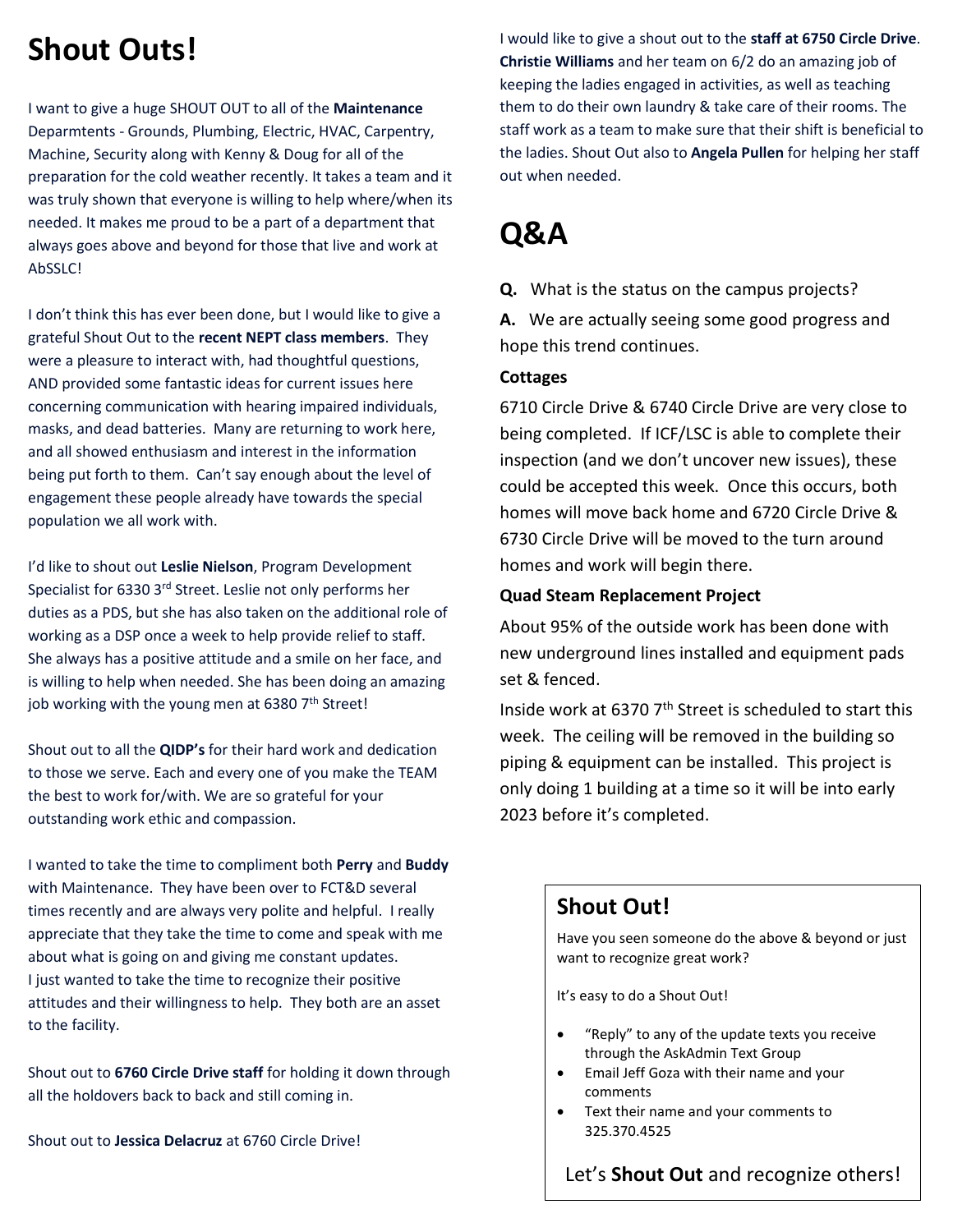# Shout Outs!

I want to give a huge SHOUT OUT to all of the **Maintenance** Deparmtents - Grounds, Plumbing, Electric, HVAC, Carpentry, Machine, Security along with Kenny & Doug for all of the preparation for the cold weather recently. It takes a team and it was truly shown that everyone is willing to help where/when its needed. It makes me proud to be a part of a department that always goes above and beyond for those that live and work at AbSSLC!

I don't think this has ever been done, but I would like to give a grateful Shout Out to the **recent NEPT class members**. They were a pleasure to interact with, had thoughtful questions, AND provided some fantastic ideas for current issues here concerning communication with hearing impaired individuals, masks, and dead batteries. Many are returning to work here, and all showed enthusiasm and interest in the information being put forth to them. Can't say enough about the level of engagement these people already have towards the special population we all work with.

I'd like to shout out **Leslie Nielson**, Program Development Specialist for 6330 3rd Street. Leslie not only performs her duties as a PDS, but she has also taken on the additional role of working as a DSP once a week to help provide relief to staff. She always has a positive attitude and a smile on her face, and is willing to help when needed. She has been doing an amazing job working with the young men at 6380 7th Street!

Shout out to all the **QIDP's** for their hard work and dedication to those we serve. Each and every one of you make the TEAM the best to work for/with. We are so grateful for your outstanding work ethic and compassion.

I wanted to take the time to compliment both **Perry** and **Buddy** with Maintenance. They have been over to FCT&D several times recently and are always very polite and helpful. I really appreciate that they take the time to come and speak with me about what is going on and giving me constant updates.
I just wanted to take the time to recognize their positive attitudes and their willingness to help. They both are an asset to the facility.

Shout out to **6760 Circle Drive staff** for holding it down through all the holdovers back to back and still coming in.

Shout out to **Jessica Delacruz** at 6760 Circle Drive!

I would like to give a shout out to the **staff at 6750 Circle Drive**. **Christie Williams** and her team on 6/2 do an amazing job of keeping the ladies engaged in activities, as well as teaching them to do their own laundry & take care of their rooms. The staff work as a team to make sure that their shift is beneficial to the ladies. Shout Out also to **Angela Pullen** for helping her staff out when needed.

# Q&A

**Q.** What is the status on the campus projects?

**A.** We are actually seeing some good progress and hope this trend continues.

**Cottages**

6710 Circle Drive & 6740 Circle Drive are very close to being completed. If ICF/LSC is able to complete their inspection (and we don't uncover new issues), these could be accepted this week. Once this occurs, both homes will move back home and 6720 Circle Drive & 6730 Circle Drive will be moved to the turn around homes and work will begin there.

**Quad Steam Replacement Project**

About 95% of the outside work has been done with new underground lines installed and equipment pads set & fenced.

Inside work at 6370 7th Street is scheduled to start this week. The ceiling will be removed in the building so piping & equipment can be installed. This project is only doing 1 building at a time so it will be into early 2023 before it's completed.

## Shout Out!

Have you seen someone do the above & beyond or just want to recognize great work?

It's easy to do a Shout Out!

- "Reply" to any of the update texts you receive through the AskAdmin Text Group
- Email Jeff Goza with their name and your comments
- Text their name and your comments to 325.370.4525

Let's **Shout Out** and recognize others!